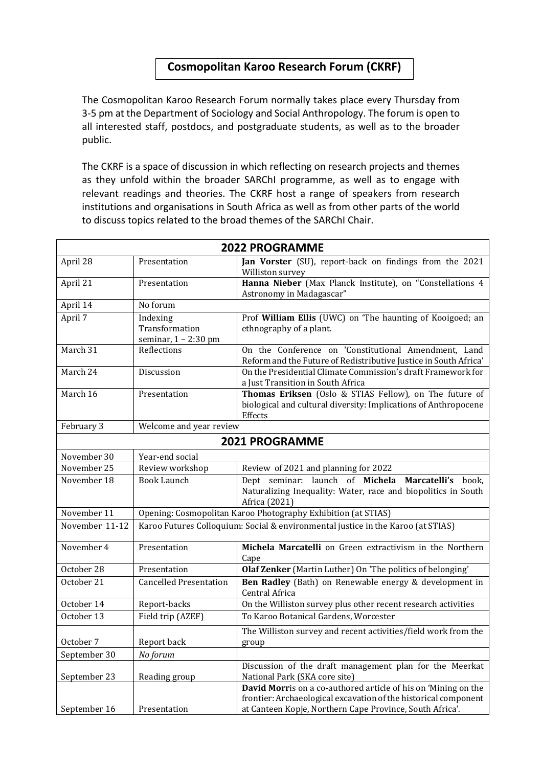# Cosmopolitan Karoo Research Forum (CKRF)

The Cosmopolitan Karoo Research Forum normally takes place every Thursday from 3-5 pm at the Department of Sociology and Social Anthropology. The forum is open to all interested staff, postdocs, and postgraduate students, as well as to the broader public.

The CKRF is a space of discussion in which reflecting on research projects and themes as they unfold within the broader SARChI programme, as well as to engage with relevant readings and theories. The CKRF host a range of speakers from research institutions and organisations in South Africa as well as from other parts of the world to discuss topics related to the broad themes of the SARChI Chair.

| **2022 PROGRAMME** | | |
|---|---|---|
| April 28 | Presentation | **Jan Vorster** (SU), report-back on findings from the 2021 Williston survey |
| April 21 | Presentation | **Hanna Nieber** (Max Planck Institute), on "Constellations 4 Astronomy in Madagascar" |
| April 14 | No forum | |
| April 7 | Indexing Transformation seminar, 1 – 2:30 pm | Prof **William Ellis** (UWC) on 'The haunting of Kooigoed; an ethnography of a plant. |
| March 31 | Reflections | On the Conference on 'Constitutional Amendment, Land Reform and the Future of Redistributive Justice in South Africa' |
| March 24 | Discussion | On the Presidential Climate Commission's draft Framework for a Just Transition in South Africa |
| March 16 | Presentation | **Thomas Eriksen** (Oslo & STIAS Fellow), on The future of biological and cultural diversity: Implications of Anthropocene Effects |
| February 3 | Welcome and year review | |
| **2021 PROGRAMME** | | |
| November 30 | Year-end social | |
| November 25 | Review workshop | Review of 2021 and planning for 2022 |
| November 18 | Book Launch | Dept seminar: launch of **Michela Marcatelli's** book, Naturalizing Inequality: Water, race and biopolitics in South Africa (2021) |
| November 11 | Opening: Cosmopolitan Karoo Photography Exhibition (at STIAS) | |
| November 11-12 | Karoo Futures Colloquium: Social & environmental justice in the Karoo (at STIAS) | |
| November 4 | Presentation | **Michela Marcatelli** on Green extractivism in the Northern Cape |
| October 28 | Presentation | **Olaf Zenker** (Martin Luther) On 'The politics of belonging' |
| October 21 | Cancelled Presentation | **Ben Radley** (Bath) on Renewable energy & development in Central Africa |
| October 14 | Report-backs | On the Williston survey plus other recent research activities |
| October 13 | Field trip (AZEF) | To Karoo Botanical Gardens, Worcester |
| October 7 | Report back | The Williston survey and recent activities/field work from the group |
| September 30 | *No forum* | |
| September 23 | Reading group | Discussion of the draft management plan for the Meerkat National Park (SKA core site) |
| September 16 | Presentation | **David Morr**is on a co-authored article of his on 'Mining on the frontier: Archaeological excavation of the historical component at Canteen Kopje, Northern Cape Province, South Africa'. |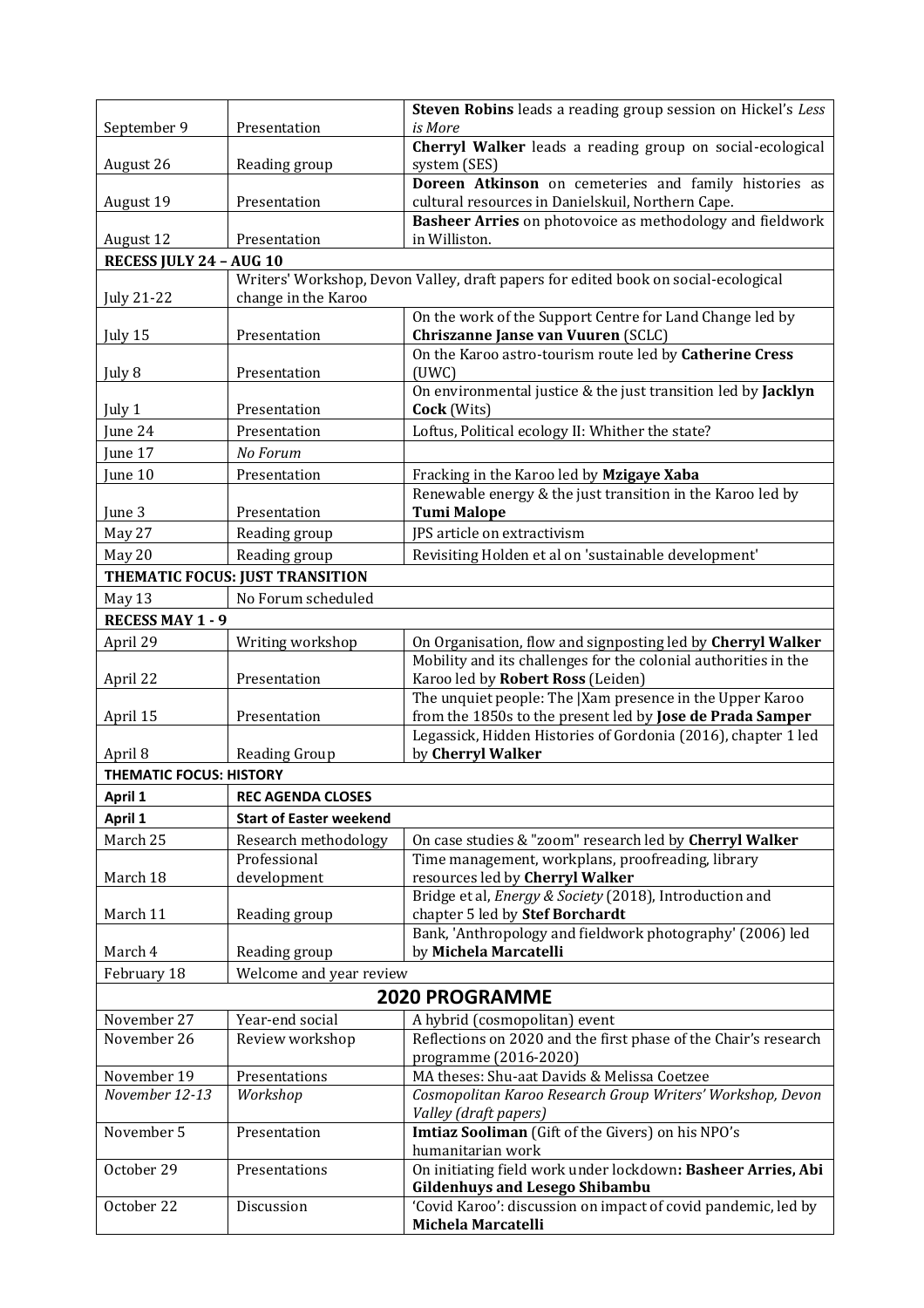| | | |
|---|---|---|
| September 9 | Presentation | **Steven Robins** leads a reading group session on Hickel's *Less is More* |
| August 26 | Reading group | **Cherryl Walker** leads a reading group on social-ecological system (SES) |
| August 19 | Presentation | **Doreen Atkinson** on cemeteries and family histories as cultural resources in Danielskuil, Northern Cape. |
| August 12 | Presentation | **Basheer Arries** on photovoice as methodology and fieldwork in Williston. |
| **RECESS JULY 24 – AUG 10** | | |
| July 21-22 | Writers' Workshop, Devon Valley, draft papers for edited book on social-ecological change in the Karoo | |
| July 15 | Presentation | On the work of the Support Centre for Land Change led by **Chriszanne Janse van Vuuren** (SCLC) |
| July 8 | Presentation | On the Karoo astro-tourism route led by **Catherine Cress** (UWC) |
| July 1 | Presentation | On environmental justice & the just transition led by **Jacklyn Cock** (Wits) |
| June 24 | Presentation | Loftus, Political ecology II: Whither the state? |
| June 17 | *No Forum* | |
| June 10 | Presentation | Fracking in the Karoo led by **Mzigaye Xaba** |
| June 3 | Presentation | Renewable energy & the just transition in the Karoo led by **Tumi Malope** |
| May 27 | Reading group | JPS article on extractivism |
| May 20 | Reading group | Revisiting Holden et al on 'sustainable development' |
| **THEMATIC FOCUS: JUST TRANSITION** | | |
| May 13 | No Forum scheduled | |
| **RECESS MAY 1 - 9** | | |
| April 29 | Writing workshop | On Organisation, flow and signposting led by **Cherryl Walker** |
| April 22 | Presentation | Mobility and its challenges for the colonial authorities in the Karoo led by **Robert Ross** (Leiden) |
| April 15 | Presentation | The unquiet people: The \|Xam presence in the Upper Karoo from the 1850s to the present led by **Jose de Prada Samper** |
| April 8 | Reading Group | Legassick, Hidden Histories of Gordonia (2016), chapter 1 led by **Cherryl Walker** |
| **THEMATIC FOCUS: HISTORY** | | |
| **April 1** | **REC AGENDA CLOSES** | |
| **April 1** | **Start of Easter weekend** | |
| March 25 | Research methodology | On case studies & "zoom" research led by **Cherryl Walker** |
| March 18 | Professional development | Time management, workplans, proofreading, library resources led by **Cherryl Walker** |
| March 11 | Reading group | Bridge et al, *Energy & Society* (2018), Introduction and chapter 5 led by **Stef Borchardt** |
| March 4 | Reading group | Bank, 'Anthropology and fieldwork photography' (2006) led by **Michela Marcatelli** |
| February 18 | Welcome and year review | |
| **2020 PROGRAMME** | | |
| November 27 | Year-end social | A hybrid (cosmopolitan) event |
| November 26 | Review workshop | Reflections on 2020 and the first phase of the Chair's research programme (2016-2020) |
| November 19 | Presentations | MA theses: Shu-aat Davids & Melissa Coetzee |
| *November 12-13* | *Workshop* | *Cosmopolitan Karoo Research Group Writers' Workshop, Devon Valley (draft papers)* |
| November 5 | Presentation | **Imtiaz Sooliman** (Gift of the Givers) on his NPO's humanitarian work |
| October 29 | Presentations | On initiating field work under lockdown**: Basheer Arries, Abi Gildenhuys and Lesego Shibambu** |
| October 22 | Discussion | 'Covid Karoo': discussion on impact of covid pandemic, led by **Michela Marcatelli** |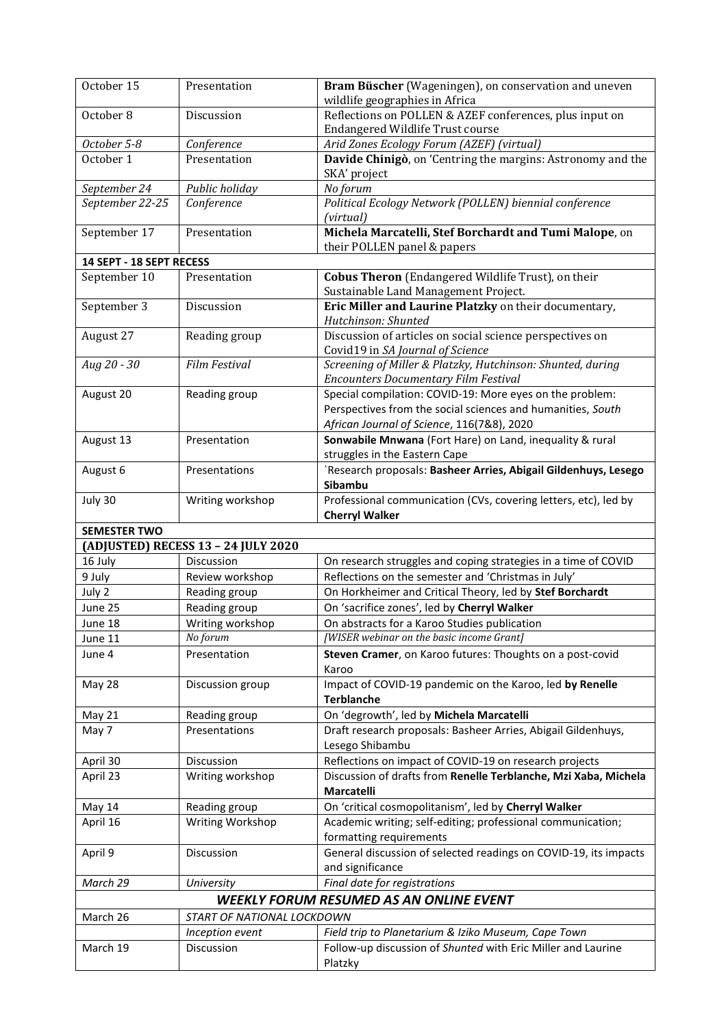| | | |
|---|---|---|
| October 15 | Presentation | **Bram Büscher** (Wageningen), on conservation and uneven wildlife geographies in Africa |
| October 8 | Discussion | Reflections on POLLEN & AZEF conferences, plus input on Endangered Wildlife Trust course |
| *October 5-8* | *Conference* | *Arid Zones Ecology Forum (AZEF) (virtual)* |
| October 1 | Presentation | **Davide Chinigò**, on 'Centring the margins: Astronomy and the SKA' project |
| *September 24* | *Public holiday* | *No forum* |
| *September 22-25* | *Conference* | *Political Ecology Network (POLLEN) biennial conference (virtual)* |
| September 17 | Presentation | **Michela Marcatelli, Stef Borchardt and Tumi Malope**, on their POLLEN panel & papers |
| **14 SEPT - 18 SEPT RECESS** | | |
| September 10 | Presentation | **Cobus Theron** (Endangered Wildlife Trust), on their Sustainable Land Management Project. |
| September 3 | Discussion | **Eric Miller and Laurine Platzky** on their documentary, *Hutchinson: Shunted* |
| August 27 | Reading group | Discussion of articles on social science perspectives on Covid19 in *SA Journal of Science* |
| *Aug 20 - 30* | *Film Festival* | *Screening of Miller & Platzky, Hutchinson: Shunted, during Encounters Documentary Film Festival* |
| August 20 | Reading group | Special compilation: COVID-19: More eyes on the problem: Perspectives from the social sciences and humanities, *South African Journal of Science*, 116(7&8), 2020 |
| August 13 | Presentation | **Sonwabile Mnwana** (Fort Hare) on Land, inequality & rural struggles in the Eastern Cape |
| August 6 | Presentations | `Research proposals: **Basheer Arries, Abigail Gildenhuys, Lesego Sibambu** |
| July 30 | Writing workshop | Professional communication (CVs, covering letters, etc), led by **Cherryl Walker** |
| **SEMESTER TWO** | | |
| **(ADJUSTED) RECESS 13 – 24 JULY 2020** | | |
| 16 July | Discussion | On research struggles and coping strategies in a time of COVID |
| 9 July | Review workshop | Reflections on the semester and 'Christmas in July' |
| July 2 | Reading group | On Horkheimer and Critical Theory, led by **Stef Borchardt** |
| June 25 | Reading group | On 'sacrifice zones', led by **Cherryl Walker** |
| June 18 | Writing workshop | On abstracts for a Karoo Studies publication |
| June 11 | *No forum* | *[WISER webinar on the basic income Grant]* |
| June 4 | Presentation | **Steven Cramer**, on Karoo futures: Thoughts on a post-covid Karoo |
| May 28 | Discussion group | Impact of COVID-19 pandemic on the Karoo, led **by Renelle Terblanche** |
| May 21 | Reading group | On 'degrowth', led by **Michela Marcatelli** |
| May 7 | Presentations | Draft research proposals: Basheer Arries, Abigail Gildenhuys, Lesego Shibambu |
| April 30 | Discussion | Reflections on impact of COVID-19 on research projects |
| April 23 | Writing workshop | Discussion of drafts from **Renelle Terblanche, Mzi Xaba, Michela Marcatelli** |
| May 14 | Reading group | On 'critical cosmopolitanism', led by **Cherryl Walker** |
| April 16 | Writing Workshop | Academic writing; self-editing; professional communication; formatting requirements |
| April 9 | Discussion | General discussion of selected readings on COVID-19, its impacts and significance |
| *March 29* | *University* | *Final date for registrations* |
| ***WEEKLY FORUM RESUMED AS AN ONLINE EVENT*** | | |
| March 26 | *START OF NATIONAL LOCKDOWN* | |
| | *Inception event* | *Field trip to Planetarium & Iziko Museum, Cape Town* |
| March 19 | Discussion | Follow-up discussion of *Shunted* with Eric Miller and Laurine Platzky |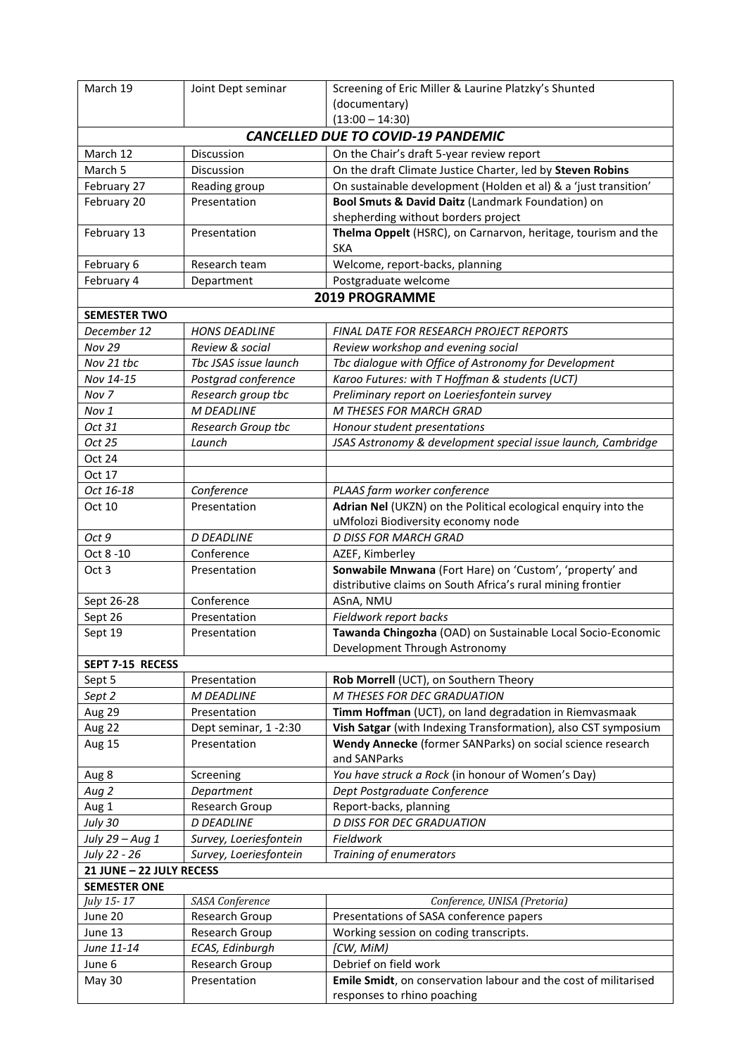| March 19 | Joint Dept seminar | Screening of Eric Miller & Laurine Platzky's Shunted (documentary) (13:00 – 14:30) |
|---|---|---|
| ***CANCELLED DUE TO COVID-19 PANDEMIC*** | | |
| March 12 | Discussion | On the Chair's draft 5-year review report |
| March 5 | Discussion | On the draft Climate Justice Charter, led by **Steven Robins** |
| February 27 | Reading group | On sustainable development (Holden et al) & a 'just transition' |
| February 20 | Presentation | **Bool Smuts & David Daitz** (Landmark Foundation) on shepherding without borders project |
| February 13 | Presentation | **Thelma Oppelt** (HSRC), on Carnarvon, heritage, tourism and the SKA |
| February 6 | Research team | Welcome, report-backs, planning |
| February 4 | Department | Postgraduate welcome |
| **2019 PROGRAMME** | | |
| **SEMESTER TWO** | | |
| *December 12* | *HONS DEADLINE* | *FINAL DATE FOR RESEARCH PROJECT REPORTS* |
| *Nov 29* | *Review & social* | *Review workshop and evening social* |
| *Nov 21 tbc* | *Tbc JSAS issue launch* | *Tbc dialogue with Office of Astronomy for Development* |
| *Nov 14-15* | *Postgrad conference* | *Karoo Futures: with T Hoffman & students (UCT)* |
| *Nov 7* | *Research group tbc* | *Preliminary report on Loeriesfontein survey* |
| *Nov 1* | *M DEADLINE* | *M THESES FOR MARCH GRAD* |
| *Oct 31* | *Research Group tbc* | *Honour student presentations* |
| *Oct 25* | *Launch* | *JSAS Astronomy & development special issue launch, Cambridge* |
| Oct 24 | | |
| Oct 17 | | |
| *Oct 16-18* | *Conference* | *PLAAS farm worker conference* |
| Oct 10 | Presentation | **Adrian Nel** (UKZN) on the Political ecological enquiry into the uMfolozi Biodiversity economy node |
| *Oct 9* | *D DEADLINE* | *D DISS FOR MARCH GRAD* |
| Oct 8 -10 | Conference | AZEF, Kimberley |
| Oct 3 | Presentation | **Sonwabile Mnwana** (Fort Hare) on 'Custom', 'property' and distributive claims on South Africa's rural mining frontier |
| Sept 26-28 | Conference | ASnA, NMU |
| Sept 26 | Presentation | *Fieldwork report backs* |
| Sept 19 | Presentation | **Tawanda Chingozha** (OAD) on Sustainable Local Socio-Economic Development Through Astronomy |
| **SEPT 7-15 RECESS** | | |
| Sept 5 | Presentation | **Rob Morrell** (UCT), on Southern Theory |
| *Sept 2* | *M DEADLINE* | *M THESES FOR DEC GRADUATION* |
| Aug 29 | Presentation | **Timm Hoffman** (UCT), on land degradation in Riemvasmaak |
| Aug 22 | Dept seminar, 1 -2:30 | **Vish Satgar** (with Indexing Transformation), also CST symposium |
| Aug 15 | Presentation | **Wendy Annecke** (former SANParks) on social science research and SANParks |
| Aug 8 | Screening | *You have struck a Rock* (in honour of Women's Day) |
| *Aug 2* | *Department* | *Dept Postgraduate Conference* |
| Aug 1 | Research Group | Report-backs, planning |
| *July 30* | *D DEADLINE* | *D DISS FOR DEC GRADUATION* |
| *July 29 – Aug 1* | *Survey, Loeriesfontein* | *Fieldwork* |
| *July 22 - 26* | *Survey, Loeriesfontein* | *Training of enumerators* |
| **21 JUNE – 22 JULY RECESS** | | |
| **SEMESTER ONE** | | |
| *July 15- 17* | *SASA Conference* | *Conference, UNISA (Pretoria)* |
| June 20 | Research Group | Presentations of SASA conference papers |
| June 13 | Research Group | Working session on coding transcripts. |
| *June 11-14* | *ECAS, Edinburgh* | *[CW, MiM]* |
| June 6 | Research Group | Debrief on field work |
| May 30 | Presentation | **Emile Smidt**, on conservation labour and the cost of militarised responses to rhino poaching |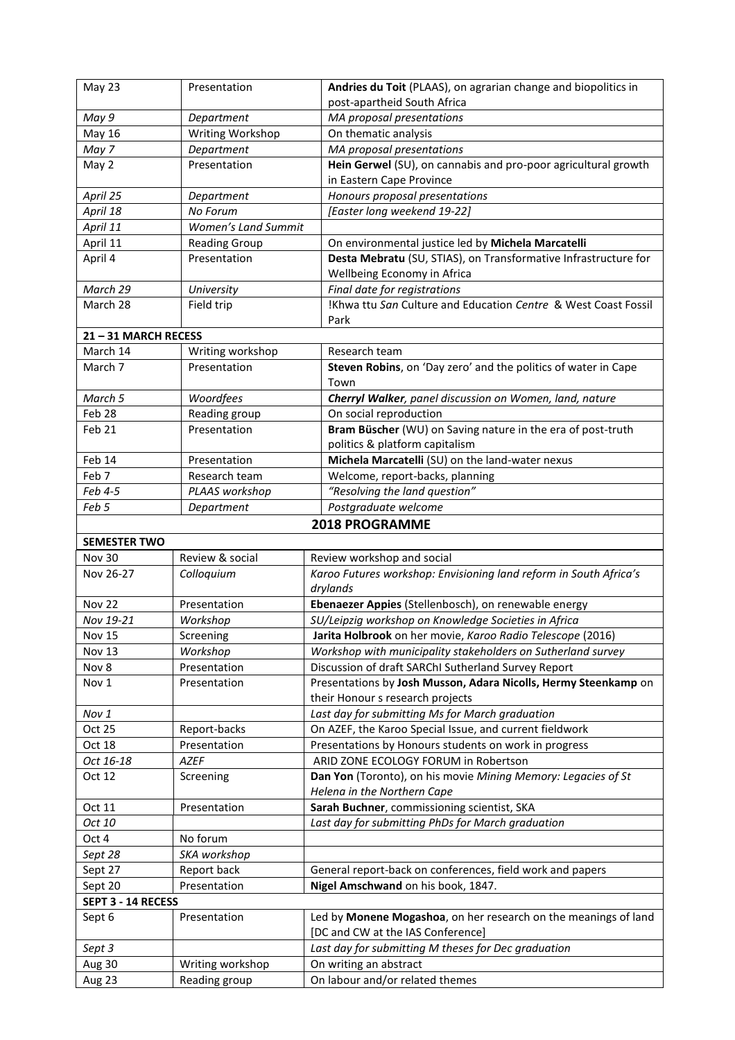| | | |
|---|---|---|
| May 23 | Presentation | **Andries du Toit** (PLAAS), on agrarian change and biopolitics in post-apartheid South Africa |
| *May 9* | *Department* | *MA proposal presentations* |
| May 16 | Writing Workshop | On thematic analysis |
| *May 7* | *Department* | *MA proposal presentations* |
| May 2 | Presentation | **Hein Gerwel** (SU), on cannabis and pro-poor agricultural growth in Eastern Cape Province |
| *April 25* | *Department* | *Honours proposal presentations* |
| *April 18* | *No Forum* | *[Easter long weekend 19-22]* |
| *April 11* | *Women's Land Summit* | |
| April 11 | Reading Group | On environmental justice led by **Michela Marcatelli** |
| April 4 | Presentation | **Desta Mebratu** (SU, STIAS), on Transformative Infrastructure for Wellbeing Economy in Africa |
| *March 29* | *University* | *Final date for registrations* |
| March 28 | Field trip | !Khwa ttu *San* Culture and Education *Centre* & West Coast Fossil Park |
| **21 – 31 MARCH RECESS** | | |
| March 14 | Writing workshop | Research team |
| March 7 | Presentation | **Steven Robins**, on 'Day zero' and the politics of water in Cape Town |
| *March 5* | *Woordfees* | ***Cherryl Walker**, panel discussion on Women, land, nature* |
| Feb 28 | Reading group | On social reproduction |
| Feb 21 | Presentation | **Bram Büscher** (WU) on Saving nature in the era of post-truth politics & platform capitalism |
| Feb 14 | Presentation | **Michela Marcatelli** (SU) on the land-water nexus |
| Feb 7 | Research team | Welcome, report-backs, planning |
| *Feb 4-5* | *PLAAS workshop* | *"Resolving the land question"* |
| *Feb 5* | *Department* | *Postgraduate welcome* |

## 2018 PROGRAMME

| | | |
|---|---|---|
| **SEMESTER TWO** | | |
| Nov 30 | Review & social | Review workshop and social |
| Nov 26-27 | *Colloquium* | *Karoo Futures workshop: Envisioning land reform in South Africa's drylands* |
| Nov 22 | Presentation | **Ebenaezer Appies** (Stellenbosch), on renewable energy |
| *Nov 19-21* | *Workshop* | *SU/Leipzig workshop on Knowledge Societies in Africa* |
| Nov 15 | Screening | **Jarita Holbrook** on her movie, *Karoo Radio Telescope* (2016) |
| Nov 13 | *Workshop* | *Workshop with municipality stakeholders on Sutherland survey* |
| Nov 8 | Presentation | Discussion of draft SARChI Sutherland Survey Report |
| Nov 1 | Presentation | Presentations by **Josh Musson, Adara Nicolls, Hermy Steenkamp** on their Honour s research projects |
| *Nov 1* | | *Last day for submitting Ms for March graduation* |
| Oct 25 | Report-backs | On AZEF, the Karoo Special Issue, and current fieldwork |
| Oct 18 | Presentation | Presentations by Honours students on work in progress |
| *Oct 16-18* | *AZEF* | ARID ZONE ECOLOGY FORUM in Robertson |
| Oct 12 | Screening | **Dan Yon** (Toronto), on his movie *Mining Memory: Legacies of St Helena in the Northern Cape* |
| Oct 11 | Presentation | **Sarah Buchner**, commissioning scientist, SKA |
| *Oct 10* | | *Last day for submitting PhDs for March graduation* |
| Oct 4 | No forum | |
| *Sept 28* | *SKA workshop* | |
| Sept 27 | Report back | General report-back on conferences, field work and papers |
| Sept 20 | Presentation | **Nigel Amschwand** on his book, 1847. |
| **SEPT 3 - 14 RECESS** | | |
| Sept 6 | Presentation | Led by **Monene Mogashoa**, on her research on the meanings of land [DC and CW at the IAS Conference] |
| *Sept 3* | | *Last day for submitting M theses for Dec graduation* |
| Aug 30 | Writing workshop | On writing an abstract |
| Aug 23 | Reading group | On labour and/or related themes |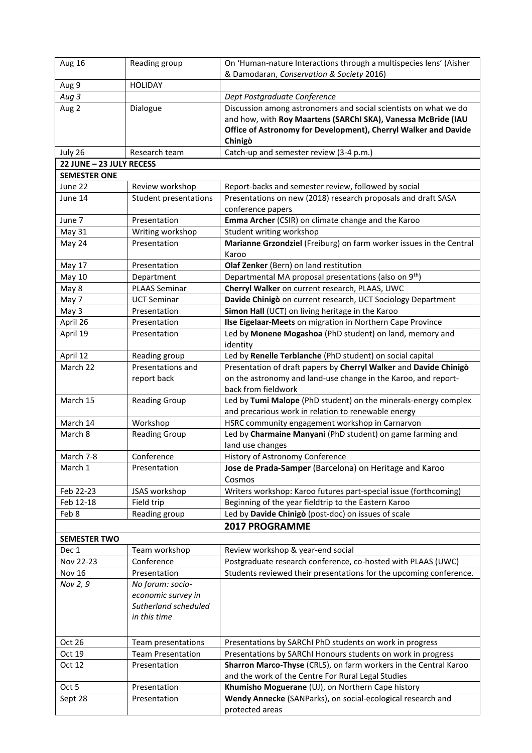| | | |
|---|---|---|
| Aug 16 | Reading group | On 'Human-nature Interactions through a multispecies lens' (Aisher & Damodaran, *Conservation & Society* 2016) |
| Aug 9 | HOLIDAY | |
| *Aug 3* | | *Dept Postgraduate Conference* |
| Aug 2 | Dialogue | Discussion among astronomers and social scientists on what we do and how, with **Roy Maartens (SARChI SKA), Vanessa McBride (IAU Office of Astronomy for Development), Cherryl Walker and Davide Chinigò** |
| July 26 | Research team | Catch-up and semester review (3-4 p.m.) |
| **22 JUNE – 23 JULY RECESS** | | |
| **SEMESTER ONE** | | |
| June 22 | Review workshop | Report-backs and semester review, followed by social |
| June 14 | Student presentations | Presentations on new (2018) research proposals and draft SASA conference papers |
| June 7 | Presentation | **Emma Archer** (CSIR) on climate change and the Karoo |
| May 31 | Writing workshop | Student writing workshop |
| May 24 | Presentation | **Marianne Grzondziel** (Freiburg) on farm worker issues in the Central Karoo |
| May 17 | Presentation | **Olaf Zenker** (Bern) on land restitution |
| May 10 | Department | Departmental MA proposal presentations (also on 9th) |
| May 8 | PLAAS Seminar | **Cherryl Walker** on current research, PLAAS, UWC |
| May 7 | UCT Seminar | **Davide Chinigò** on current research, UCT Sociology Department |
| May 3 | Presentation | **Simon Hall** (UCT) on living heritage in the Karoo |
| April 26 | Presentation | **Ilse Eigelaar-Meets** on migration in Northern Cape Province |
| April 19 | Presentation | Led by **Monene Mogashoa** (PhD student) on land, memory and identity |
| April 12 | Reading group | Led by **Renelle Terblanche** (PhD student) on social capital |
| March 22 | Presentations and report back | Presentation of draft papers by **Cherryl Walker** and **Davide Chinigò** on the astronomy and land-use change in the Karoo, and report-back from fieldwork |
| March 15 | Reading Group | Led by **Tumi Malope** (PhD student) on the minerals-energy complex and precarious work in relation to renewable energy |
| March 14 | Workshop | HSRC community engagement workshop in Carnarvon |
| March 8 | Reading Group | Led by **Charmaine Manyani** (PhD student) on game farming and land use changes |
| March 7-8 | Conference | History of Astronomy Conference |
| March 1 | Presentation | **Jose de Prada-Samper** (Barcelona) on Heritage and Karoo Cosmos |
| Feb 22-23 | JSAS workshop | Writers workshop: Karoo futures part-special issue (forthcoming) |
| Feb 12-18 | Field trip | Beginning of the year fieldtrip to the Eastern Karoo |
| Feb 8 | Reading group | Led by **Davide Chinigò** (post-doc) on issues of scale |
| | | **2017 PROGRAMME** |
| **SEMESTER TWO** | | |
| Dec 1 | Team workshop | Review workshop & year-end social |
| Nov 22-23 | Conference | Postgraduate research conference, co-hosted with PLAAS (UWC) |
| Nov 16 | Presentation | Students reviewed their presentations for the upcoming conference. |
| *Nov 2, 9* | *No forum: socio-economic survey in Sutherland scheduled in this time* | |
| Oct 26 | Team presentations | Presentations by SARChI PhD students on work in progress |
| Oct 19 | Team Presentation | Presentations by SARChI Honours students on work in progress |
| Oct 12 | Presentation | **Sharron Marco-Thyse** (CRLS), on farm workers in the Central Karoo and the work of the Centre For Rural Legal Studies |
| Oct 5 | Presentation | **Khumisho Moguerane** (UJ), on Northern Cape history |
| Sept 28 | Presentation | **Wendy Annecke** (SANParks), on social-ecological research and protected areas |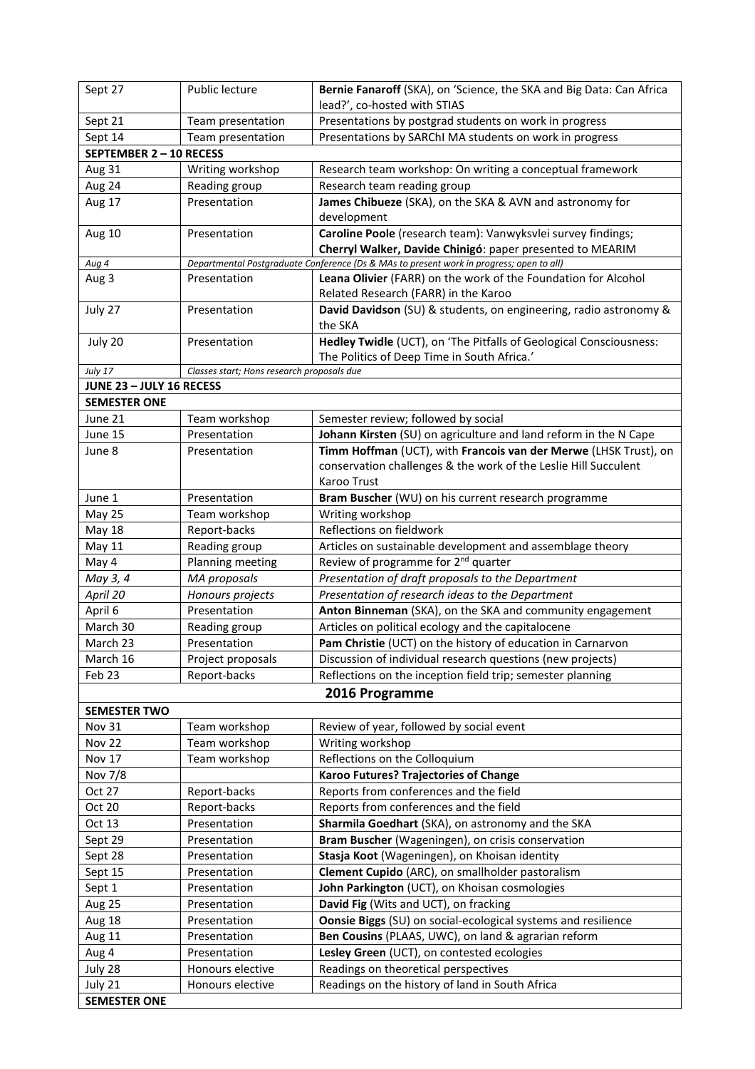| | | |
|---|---|---|
| Sept 27 | Public lecture | **Bernie Fanaroff** (SKA), on 'Science, the SKA and Big Data: Can Africa lead?', co-hosted with STIAS |
| Sept 21 | Team presentation | Presentations by postgrad students on work in progress |
| Sept 14 | Team presentation | Presentations by SARChI MA students on work in progress |
| **SEPTEMBER 2 – 10 RECESS** | | |
| Aug 31 | Writing workshop | Research team workshop: On writing a conceptual framework |
| Aug 24 | Reading group | Research team reading group |
| Aug 17 | Presentation | **James Chibueze** (SKA), on the SKA & AVN and astronomy for development |
| Aug 10 | Presentation | **Caroline Poole** (research team): Vanwyksvlei survey findings; **Cherryl Walker, Davide Chinigó**: paper presented to MEARIM |
| *Aug 4* | *Departmental Postgraduate Conference (Ds & MAs to present work in progress; open to all)* | |
| Aug 3 | Presentation | **Leana Olivier** (FARR) on the work of the Foundation for Alcohol Related Research (FARR) in the Karoo |
| July 27 | Presentation | **David Davidson** (SU) & students, on engineering, radio astronomy & the SKA |
| July 20 | Presentation | **Hedley Twidle** (UCT), on 'The Pitfalls of Geological Consciousness: The Politics of Deep Time in South Africa.' |
| *July 17* | *Classes start; Hons research proposals due* | |
| **JUNE 23 – JULY 16 RECESS** | | |
| **SEMESTER ONE** | | |
| June 21 | Team workshop | Semester review; followed by social |
| June 15 | Presentation | **Johann Kirsten** (SU) on agriculture and land reform in the N Cape |
| June 8 | Presentation | **Timm Hoffman** (UCT), with **Francois van der Merwe** (LHSK Trust), on conservation challenges & the work of the Leslie Hill Succulent Karoo Trust |
| June 1 | Presentation | **Bram Buscher** (WU) on his current research programme |
| May 25 | Team workshop | Writing workshop |
| May 18 | Report-backs | Reflections on fieldwork |
| May 11 | Reading group | Articles on sustainable development and assemblage theory |
| May 4 | Planning meeting | Review of programme for 2nd quarter |
| *May 3, 4* | *MA proposals* | *Presentation of draft proposals to the Department* |
| *April 20* | *Honours projects* | *Presentation of research ideas to the Department* |
| April 6 | Presentation | **Anton Binneman** (SKA), on the SKA and community engagement |
| March 30 | Reading group | Articles on political ecology and the capitalocene |
| March 23 | Presentation | **Pam Christie** (UCT) on the history of education in Carnarvon |
| March 16 | Project proposals | Discussion of individual research questions (new projects) |
| Feb 23 | Report-backs | Reflections on the inception field trip; semester planning |
| **2016 Programme** | | |
| **SEMESTER TWO** | | |
| Nov 31 | Team workshop | Review of year, followed by social event |
| Nov 22 | Team workshop | Writing workshop |
| Nov 17 | Team workshop | Reflections on the Colloquium |
| Nov 7/8 | | **Karoo Futures? Trajectories of Change** |
| Oct 27 | Report-backs | Reports from conferences and the field |
| Oct 20 | Report-backs | Reports from conferences and the field |
| Oct 13 | Presentation | **Sharmila Goedhart** (SKA), on astronomy and the SKA |
| Sept 29 | Presentation | **Bram Buscher** (Wageningen), on crisis conservation |
| Sept 28 | Presentation | **Stasja Koot** (Wageningen), on Khoisan identity |
| Sept 15 | Presentation | **Clement Cupido** (ARC), on smallholder pastoralism |
| Sept 1 | Presentation | **John Parkington** (UCT), on Khoisan cosmologies |
| Aug 25 | Presentation | **David Fig** (Wits and UCT), on fracking |
| Aug 18 | Presentation | **Oonsie Biggs** (SU) on social-ecological systems and resilience |
| Aug 11 | Presentation | **Ben Cousins** (PLAAS, UWC), on land & agrarian reform |
| Aug 4 | Presentation | **Lesley Green** (UCT), on contested ecologies |
| July 28 | Honours elective | Readings on theoretical perspectives |
| July 21 | Honours elective | Readings on the history of land in South Africa |
| **SEMESTER ONE** | | |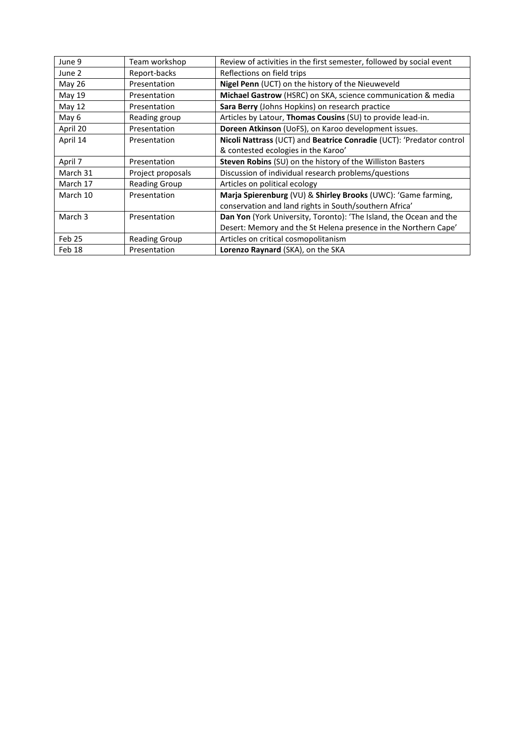| | | |
|---|---|---|
| June 9 | Team workshop | Review of activities in the first semester, followed by social event |
| June 2 | Report-backs | Reflections on field trips |
| May 26 | Presentation | **Nigel Penn** (UCT) on the history of the Nieuweveld |
| May 19 | Presentation | **Michael Gastrow** (HSRC) on SKA, science communication & media |
| May 12 | Presentation | **Sara Berry** (Johns Hopkins) on research practice |
| May 6 | Reading group | Articles by Latour, **Thomas Cousins** (SU) to provide lead-in. |
| April 20 | Presentation | **Doreen Atkinson** (UoFS), on Karoo development issues. |
| April 14 | Presentation | **Nicoli Nattrass** (UCT) and **Beatrice Conradie** (UCT): 'Predator control & contested ecologies in the Karoo' |
| April 7 | Presentation | **Steven Robins** (SU) on the history of the Williston Basters |
| March 31 | Project proposals | Discussion of individual research problems/questions |
| March 17 | Reading Group | Articles on political ecology |
| March 10 | Presentation | **Marja Spierenburg** (VU) & **Shirley Brooks** (UWC): 'Game farming, conservation and land rights in South/southern Africa' |
| March 3 | Presentation | **Dan Yon** (York University, Toronto): 'The Island, the Ocean and the Desert: Memory and the St Helena presence in the Northern Cape' |
| Feb 25 | Reading Group | Articles on critical cosmopolitanism |
| Feb 18 | Presentation | **Lorenzo Raynard** (SKA), on the SKA |